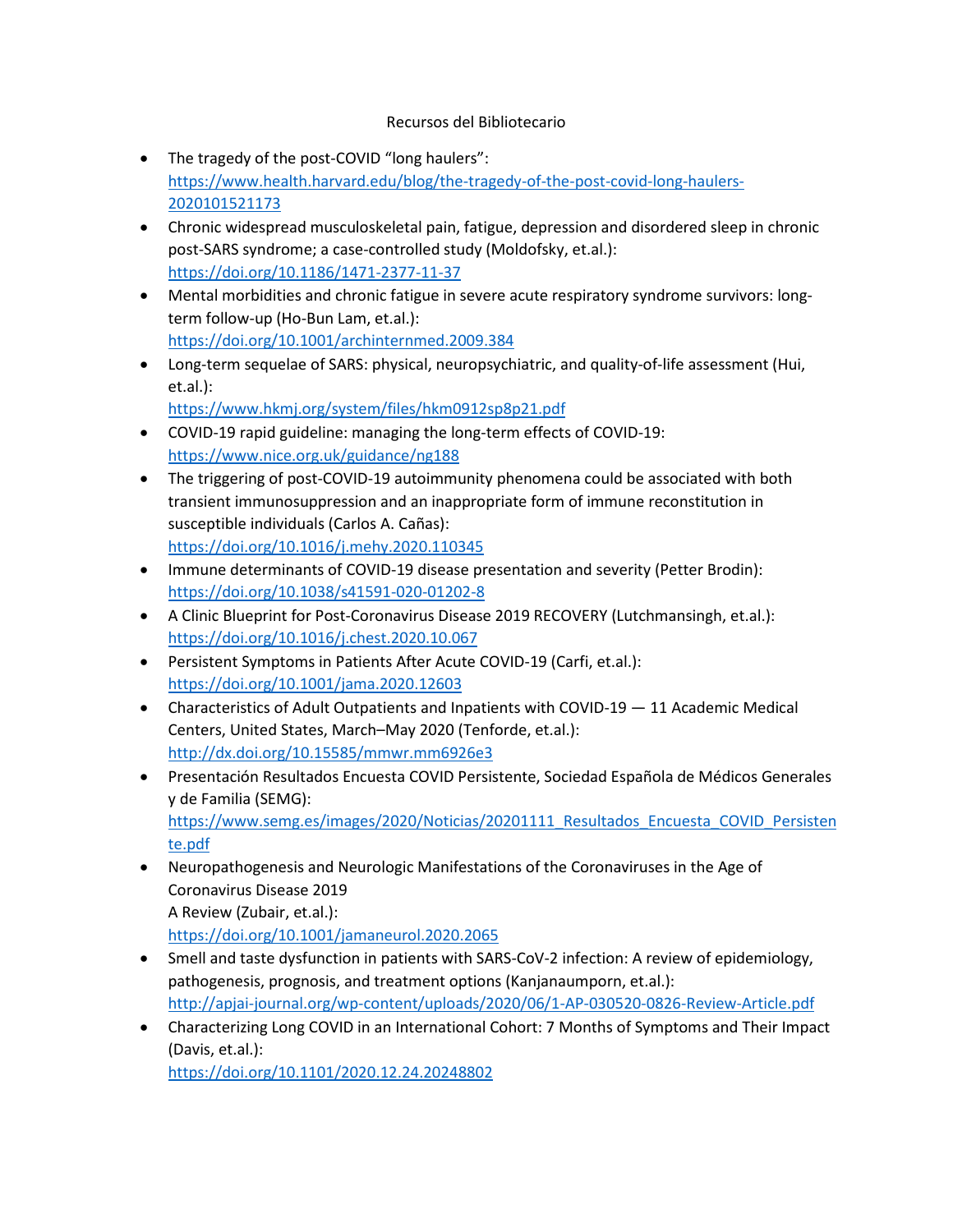Recursos del Bibliotecario

- The tragedy of the post-COVID “long haulers”: https://www.health.harvard.edu/blog/the-tragedy-of-the-post-covid-long-haulers-2020101521173
- Chronic widespread musculoskeletal pain, fatigue, depression and disordered sleep in chronic post-SARS syndrome; a case-controlled study (Moldofsky, et.al.): https://doi.org/10.1186/1471-2377-11-37
- Mental morbidities and chronic fatigue in severe acute respiratory syndrome survivors: long-term follow-up (Ho-Bun Lam, et.al.): https://doi.org/10.1001/archinternmed.2009.384
- Long-term sequelae of SARS: physical, neuropsychiatric, and quality-of-life assessment (Hui, et.al.): https://www.hkmj.org/system/files/hkm0912sp8p21.pdf
- COVID-19 rapid guideline: managing the long-term effects of COVID-19: https://www.nice.org.uk/guidance/ng188
- The triggering of post-COVID-19 autoimmunity phenomena could be associated with both transient immunosuppression and an inappropriate form of immune reconstitution in susceptible individuals (Carlos A. Cañas): https://doi.org/10.1016/j.mehy.2020.110345
- Immune determinants of COVID-19 disease presentation and severity (Petter Brodin): https://doi.org/10.1038/s41591-020-01202-8
- A Clinic Blueprint for Post-Coronavirus Disease 2019 RECOVERY (Lutchmansingh, et.al.): https://doi.org/10.1016/j.chest.2020.10.067
- Persistent Symptoms in Patients After Acute COVID-19 (Carfi, et.al.): https://doi.org/10.1001/jama.2020.12603
- Characteristics of Adult Outpatients and Inpatients with COVID-19 — 11 Academic Medical Centers, United States, March–May 2020 (Tenforde, et.al.): http://dx.doi.org/10.15585/mmwr.mm6926e3
- Presentación Resultados Encuesta COVID Persistente, Sociedad Española de Médicos Generales y de Familia (SEMG): https://www.semg.es/images/2020/Noticias/20201111_Resultados_Encuesta_COVID_Persistente.pdf
- Neuropathogenesis and Neurologic Manifestations of the Coronaviruses in the Age of Coronavirus Disease 2019
  A Review (Zubair, et.al.): https://doi.org/10.1001/jamaneurol.2020.2065
- Smell and taste dysfunction in patients with SARS-CoV-2 infection: A review of epidemiology, pathogenesis, prognosis, and treatment options (Kanjanaumporn, et.al.): http://apjai-journal.org/wp-content/uploads/2020/06/1-AP-030520-0826-Review-Article.pdf
- Characterizing Long COVID in an International Cohort: 7 Months of Symptoms and Their Impact (Davis, et.al.): https://doi.org/10.1101/2020.12.24.20248802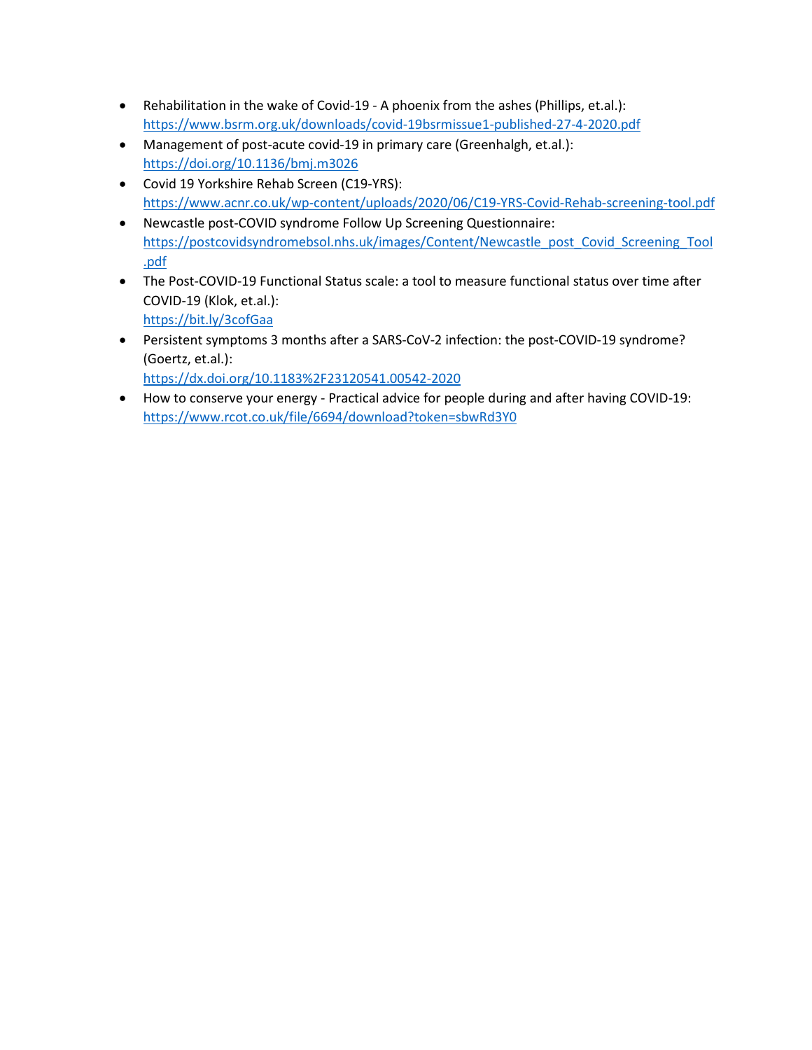- Rehabilitation in the wake of Covid-19 - A phoenix from the ashes (Phillips, et.al.): https://www.bsrm.org.uk/downloads/covid-19bsrmissue1-published-27-4-2020.pdf
- Management of post-acute covid-19 in primary care (Greenhalgh, et.al.): https://doi.org/10.1136/bmj.m3026
- Covid 19 Yorkshire Rehab Screen (C19-YRS): https://www.acnr.co.uk/wp-content/uploads/2020/06/C19-YRS-Covid-Rehab-screening-tool.pdf
- Newcastle post-COVID syndrome Follow Up Screening Questionnaire: https://postcovidsyndromebsol.nhs.uk/images/Content/Newcastle_post_Covid_Screening_Tool.pdf
- The Post-COVID-19 Functional Status scale: a tool to measure functional status over time after COVID-19 (Klok, et.al.): https://bit.ly/3cofGaa
- Persistent symptoms 3 months after a SARS-CoV-2 infection: the post-COVID-19 syndrome? (Goertz, et.al.): https://dx.doi.org/10.1183%2F23120541.00542-2020
- How to conserve your energy - Practical advice for people during and after having COVID-19: https://www.rcot.co.uk/file/6694/download?token=sbwRd3Y0